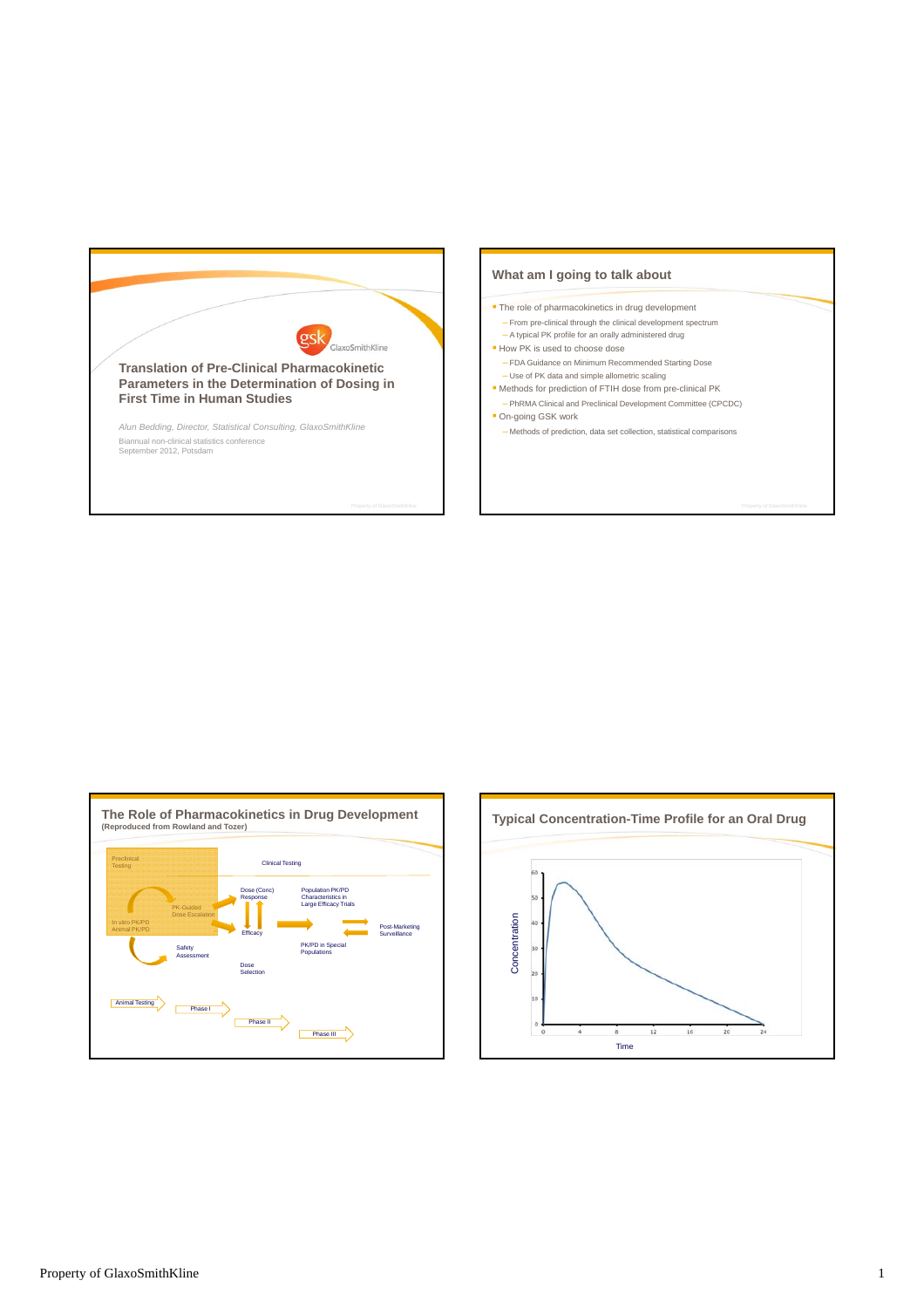## Translation of Pre-Clinical Pharmacokinetic Parameters in the Determination of Dosing in First Time in Human Studies

*Alun Bedding, Director, Statistical Consulting, GlaxoSmithKline*

Biannual non-clinical statistics conference
September 2012, Potsdam

## What am I going to talk about

- The role of pharmacokinetics in drug development
  - From pre-clinical through the clinical development spectrum
  - A typical PK profile for an orally administered drug
- How PK is used to choose dose
  - FDA Guidance on Minimum Recommended Starting Dose
  - Use of PK data and simple allometric scaling
- Methods for prediction of FTIH dose from pre-clinical PK
  - PhRMA Clinical and Preclinical Development Committee (CPCDC)
- On-going GSK work
  - Methods of prediction, data set collection, statistical comparisons

## The Role of Pharmacokinetics in Drug Development

**(Reproduced from Rowland and Tozer)**

Preclinical Testing

- PK-Guided Dose Escalation
- In vitro PK/PD
- Animal PK/PD
- Safety Assessment

Clinical Testing

- Dose (Conc) Response
- Efficacy
- Dose Selection
- Population PK/PD Characteristics in Large Efficacy Trials
- PK/PD in Special Populations
- Post-Marketing Surveillance

Animal Testing → Phase I → Phase II → Phase III

## Typical Concentration-Time Profile for an Oral Drug

Concentration (0–60) vs Time (0–24)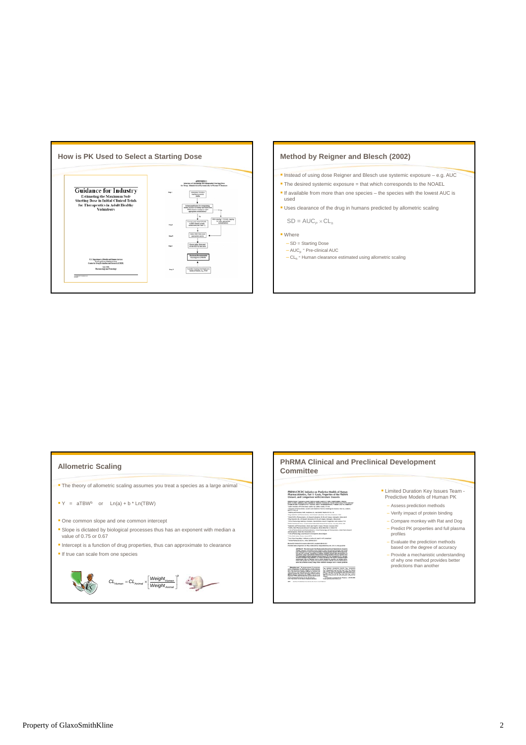## How is PK Used to Select a Starting Dose

Guidance for Industry
Estimating the Maximum Safe Starting Dose in Initial Clinical Trials for Therapeutics in Adult Healthy Volunteers

## Method by Reigner and Blesch (2002)

- Instead of using dose Reigner and Blesch use systemic exposure – e.g. AUC
- The desired systemic exposure = that which corresponds to the NOAEL
- If available from more than one species – the species with the lowest AUC is used
- Uses clearance of the drug in humans predicted by allometric scaling

$$SD = AUC_p \times CL_h$$

- Where
  - SD = Starting Dose
  - $AUC_p$ = Pre-clinical AUC
  - $CL_h$ = Human clearance estimated using allometric scaling

## Allometric Scaling

- The theory of allometric scaling assumes you treat a species as a large animal
- $Y = aTBW^b$ or $Ln(a) + b * Ln(TBW)$
- One common slope and one common intercept
- Slope is dictated by biological processes thus has an exponent with median a value of 0.75 or 0.67
- Intercept is a function of drug properties, thus can approximate to clearance
- If true can scale from one species

$$CL_{Human} = CL_{Animal} \times \left[\frac{Weight_{Human}}{Weight_{Animal}}\right]^b$$

## PhRMA Clinical and Preclinical Development Committee

- Limited Duration Key Issues Team - Predictive Models of Human PK
  - Assess prediction methods
  - Verify impact of protein binding
  - Compare monkey with Rat and Dog
  - Predict PK properties and full plasma profiles
  - Evaluate the prediction methods based on the degree of accuracy
  - Provide a mechanistic understanding of why one method provides better predictions than another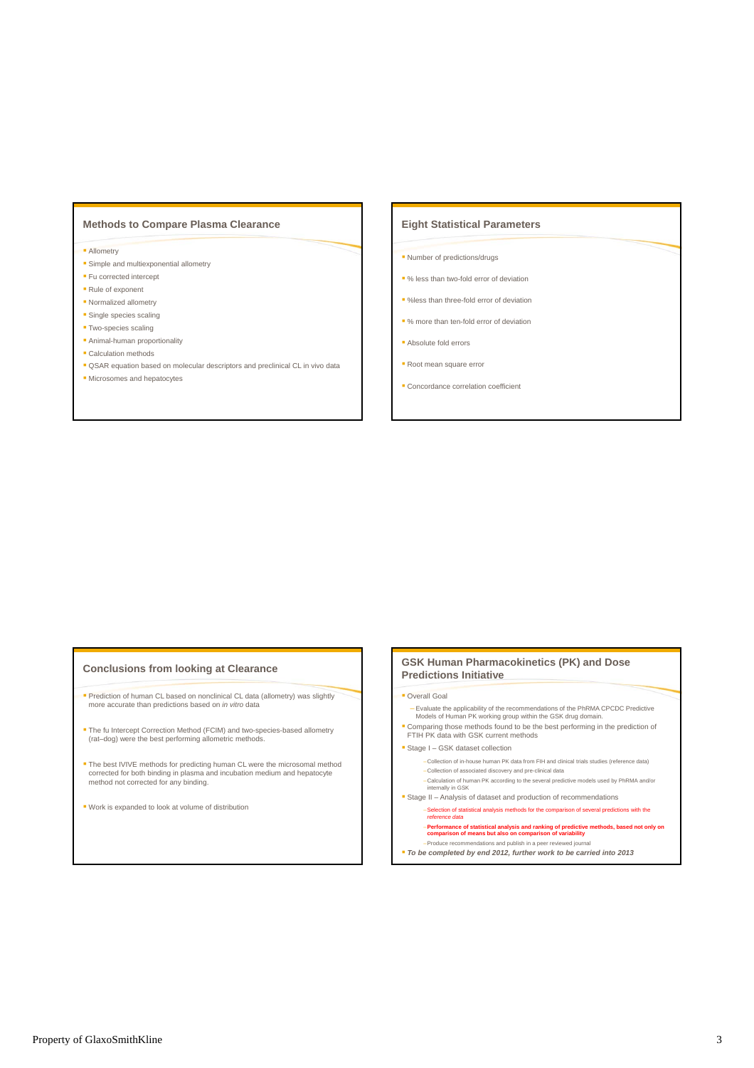## Methods to Compare Plasma Clearance

- Allometry
- Simple and multiexponential allometry
- Fu corrected intercept
- Rule of exponent
- Normalized allometry
- Single species scaling
- Two-species scaling
- Animal-human proportionality
- Calculation methods
- QSAR equation based on molecular descriptors and preclinical CL in vivo data
- Microsomes and hepatocytes

## Eight Statistical Parameters

- Number of predictions/drugs
- % less than two-fold error of deviation
- %less than three-fold error of deviation
- % more than ten-fold error of deviation
- Absolute fold errors
- Root mean square error
- Concordance correlation coefficient

## Conclusions from looking at Clearance

- Prediction of human CL based on nonclinical CL data (allometry) was slightly more accurate than predictions based on *in vitro* data
- The fu Intercept Correction Method (FCIM) and two-species-based allometry (rat–dog) were the best performing allometric methods.
- The best IVIVE methods for predicting human CL were the microsomal method corrected for both binding in plasma and incubation medium and hepatocyte method not corrected for any binding.
- Work is expanded to look at volume of distribution

## GSK Human Pharmacokinetics (PK) and Dose Predictions Initiative

- Overall Goal
  - Evaluate the applicability of the recommendations of the PhRMA CPCDC Predictive Models of Human PK working group within the GSK drug domain.
- Comparing those methods found to be the best performing in the prediction of FTIH PK data with GSK current methods
- Stage I – GSK dataset collection
  - Collection of in-house human PK data from FIH and clinical trials studies (reference data)
  - Collection of associated discovery and pre-clinical data
  - Calculation of human PK according to the several predictive models used by PhRMA and/or internally in GSK
- Stage II – Analysis of dataset and production of recommendations
  - Selection of statistical analysis methods for the comparison of several predictions with the *reference data*
  - **Performance of statistical analysis and ranking of predictive methods, based not only on comparison of means but also on comparison of variability**
  - Produce recommendations and publish in a peer reviewed journal
- ***To be completed by end 2012, further work to be carried into 2013***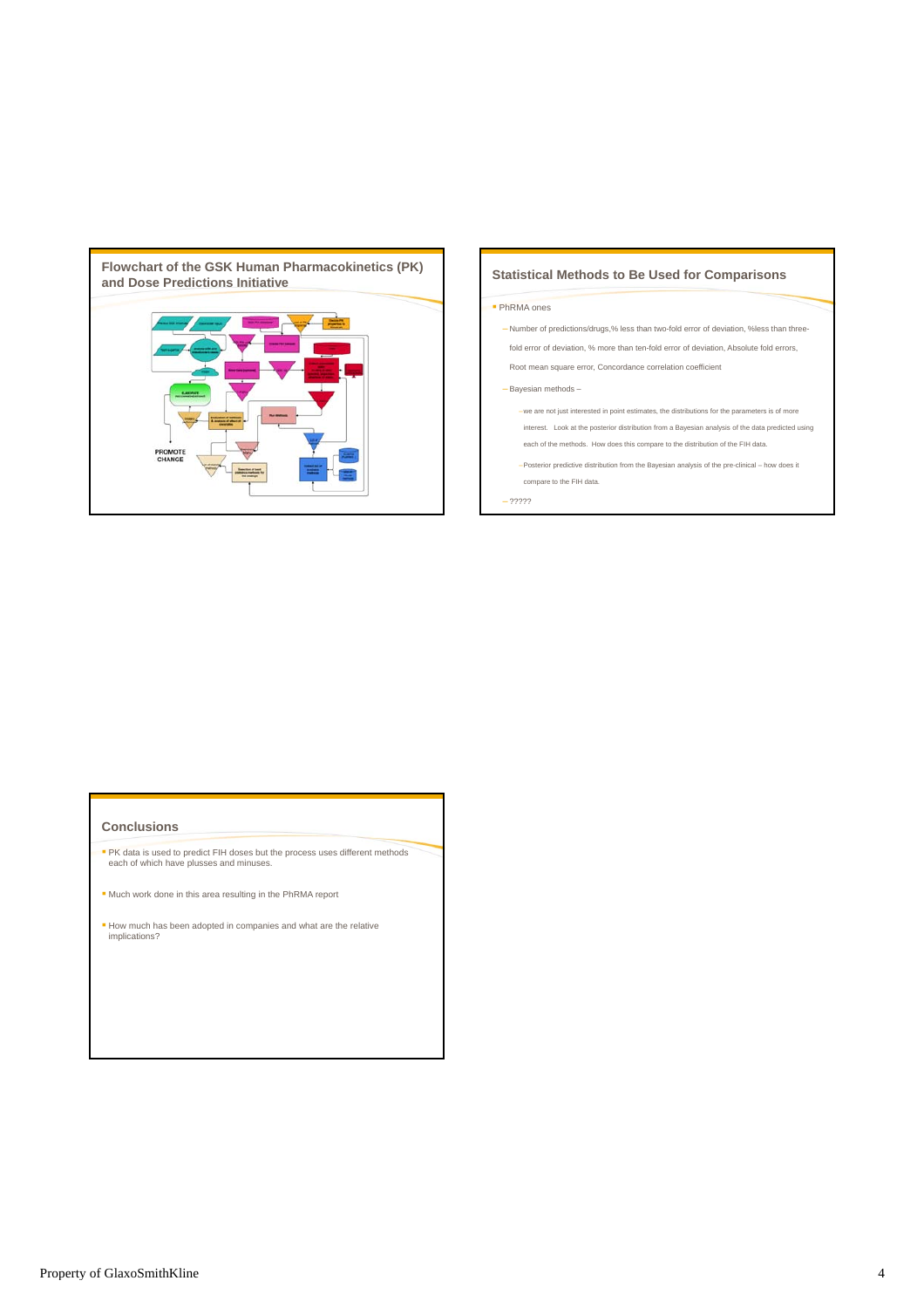## Flowchart of the GSK Human Pharmacokinetics (PK) and Dose Predictions Initiative

PROMOTE CHANGE

## Statistical Methods to Be Used for Comparisons

- PhRMA ones
  - Number of predictions/drugs,% less than two-fold error of deviation, %less than three-fold error of deviation, % more than ten-fold error of deviation, Absolute fold errors, Root mean square error, Concordance correlation coefficient
  - Bayesian methods –
    - we are not just interested in point estimates, the distributions for the parameters is of more interest. Look at the posterior distribution from a Bayesian analysis of the data predicted using each of the methods. How does this compare to the distribution of the FIH data.
    - Posterior predictive distribution from the Bayesian analysis of the pre-clinical – how does it compare to the FIH data.
  - ?????

## Conclusions

- PK data is used to predict FIH doses but the process uses different methods each of which have plusses and minuses.
- Much work done in this area resulting in the PhRMA report
- How much has been adopted in companies and what are the relative implications?

Property of GlaxoSmithKline